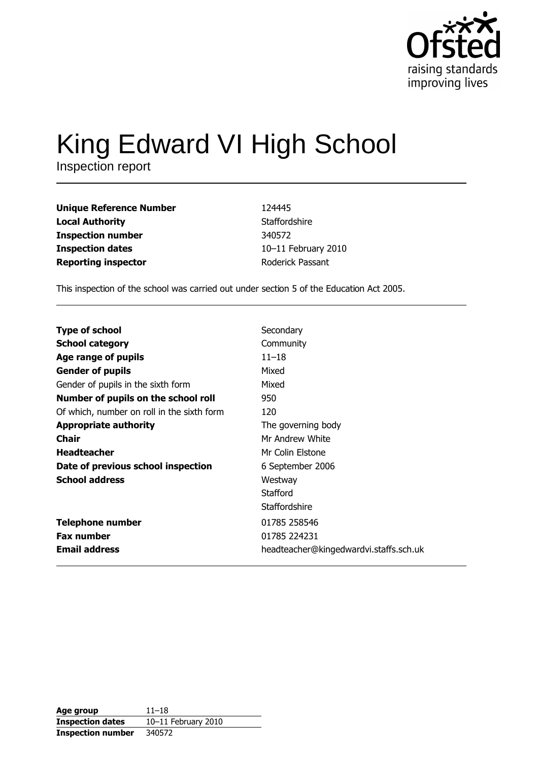Ofsted
raising standards
improving lives

# King Edward VI High School

Inspection report

| | |
|---|---|
| **Unique Reference Number** | 124445 |
| **Local Authority** | Staffordshire |
| **Inspection number** | 340572 |
| **Inspection dates** | 10–11 February 2010 |
| **Reporting inspector** | Roderick Passant |

This inspection of the school was carried out under section 5 of the Education Act 2005.

| | |
|---|---|
| **Type of school** | Secondary |
| **School category** | Community |
| **Age range of pupils** | 11–18 |
| **Gender of pupils** | Mixed |
| Gender of pupils in the sixth form | Mixed |
| **Number of pupils on the school roll** | 950 |
| Of which, number on roll in the sixth form | 120 |
| **Appropriate authority** | The governing body |
| **Chair** | Mr Andrew White |
| **Headteacher** | Mr Colin Elstone |
| **Date of previous school inspection** | 6 September 2006 |
| **School address** | Westway<br>Stafford<br>Staffordshire |
| **Telephone number** | 01785 258546 |
| **Fax number** | 01785 224231 |
| **Email address** | headteacher@kingedwardvi.staffs.sch.uk |

| | |
|---|---|
| **Age group** | 11–18 |
| **Inspection dates** | 10–11 February 2010 |
| **Inspection number** | 340572 |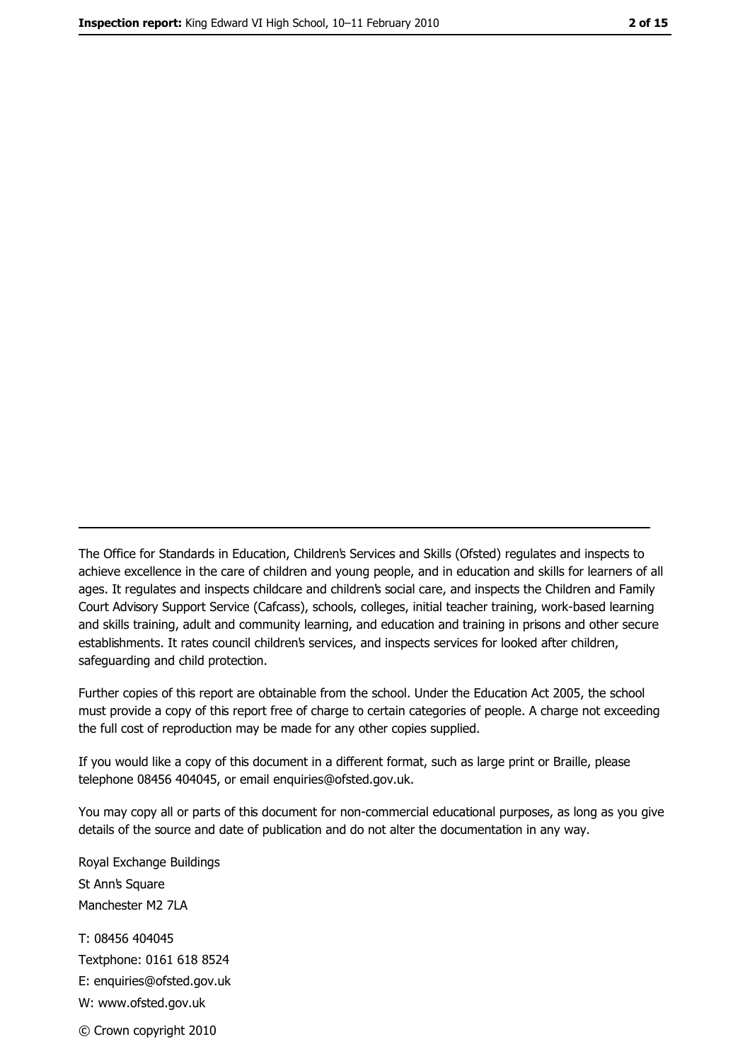---

The Office for Standards in Education, Children's Services and Skills (Ofsted) regulates and inspects to achieve excellence in the care of children and young people, and in education and skills for learners of all ages. It regulates and inspects childcare and children's social care, and inspects the Children and Family Court Advisory Support Service (Cafcass), schools, colleges, initial teacher training, work-based learning and skills training, adult and community learning, and education and training in prisons and other secure establishments. It rates council children's services, and inspects services for looked after children, safeguarding and child protection.

Further copies of this report are obtainable from the school. Under the Education Act 2005, the school must provide a copy of this report free of charge to certain categories of people. A charge not exceeding the full cost of reproduction may be made for any other copies supplied.

If you would like a copy of this document in a different format, such as large print or Braille, please telephone 08456 404045, or email enquiries@ofsted.gov.uk.

You may copy all or parts of this document for non-commercial educational purposes, as long as you give details of the source and date of publication and do not alter the documentation in any way.

Royal Exchange Buildings
St Ann's Square
Manchester M2 7LA

T: 08456 404045
Textphone: 0161 618 8524
E: enquiries@ofsted.gov.uk
W: www.ofsted.gov.uk

© Crown copyright 2010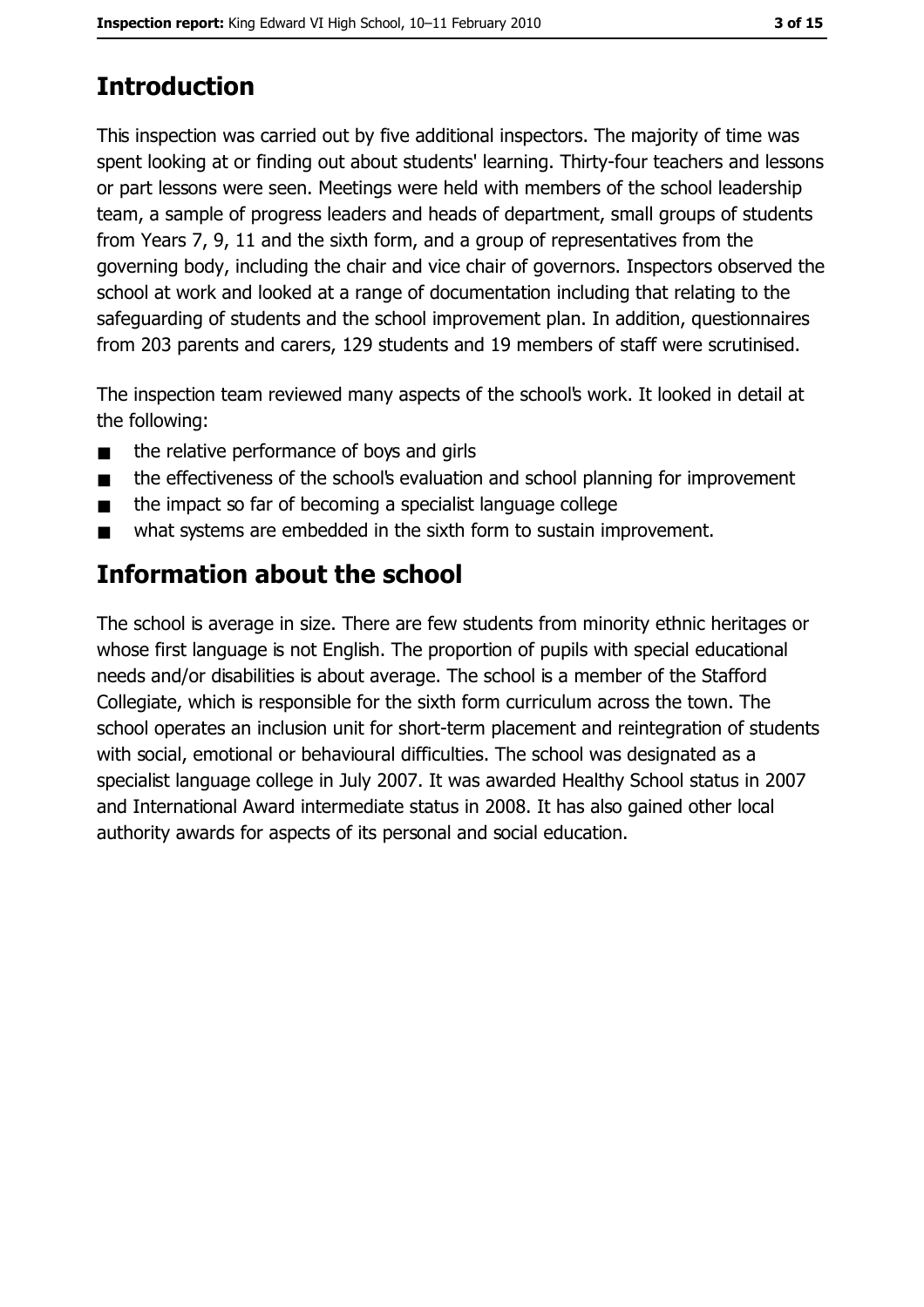## Introduction

This inspection was carried out by five additional inspectors. The majority of time was spent looking at or finding out about students' learning. Thirty-four teachers and lessons or part lessons were seen. Meetings were held with members of the school leadership team, a sample of progress leaders and heads of department, small groups of students from Years 7, 9, 11 and the sixth form, and a group of representatives from the governing body, including the chair and vice chair of governors. Inspectors observed the school at work and looked at a range of documentation including that relating to the safeguarding of students and the school improvement plan. In addition, questionnaires from 203 parents and carers, 129 students and 19 members of staff were scrutinised.

The inspection team reviewed many aspects of the school's work. It looked in detail at the following:

- the relative performance of boys and girls
- the effectiveness of the school's evaluation and school planning for improvement
- the impact so far of becoming a specialist language college
- what systems are embedded in the sixth form to sustain improvement.

## Information about the school

The school is average in size. There are few students from minority ethnic heritages or whose first language is not English. The proportion of pupils with special educational needs and/or disabilities is about average. The school is a member of the Stafford Collegiate, which is responsible for the sixth form curriculum across the town. The school operates an inclusion unit for short-term placement and reintegration of students with social, emotional or behavioural difficulties. The school was designated as a specialist language college in July 2007. It was awarded Healthy School status in 2007 and International Award intermediate status in 2008. It has also gained other local authority awards for aspects of its personal and social education.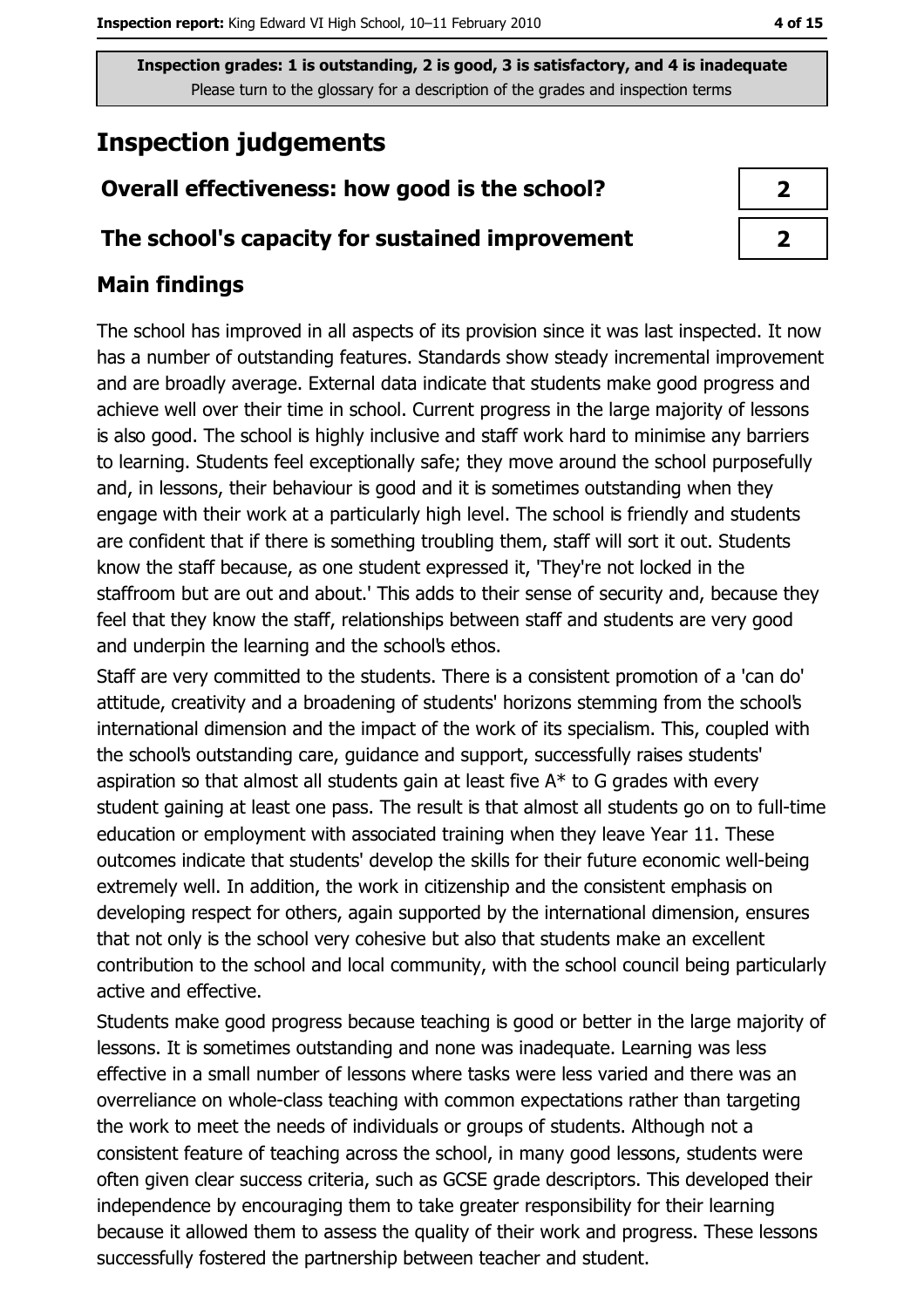Inspection grades: 1 is outstanding, 2 is good, 3 is satisfactory, and 4 is inadequate
Please turn to the glossary for a description of the grades and inspection terms

# Inspection judgements

| Overall effectiveness: how good is the school? | 2 |
| --- | --- |
| The school's capacity for sustained improvement | 2 |

## Main findings

The school has improved in all aspects of its provision since it was last inspected. It now has a number of outstanding features. Standards show steady incremental improvement and are broadly average. External data indicate that students make good progress and achieve well over their time in school. Current progress in the large majority of lessons is also good. The school is highly inclusive and staff work hard to minimise any barriers to learning. Students feel exceptionally safe; they move around the school purposefully and, in lessons, their behaviour is good and it is sometimes outstanding when they engage with their work at a particularly high level. The school is friendly and students are confident that if there is something troubling them, staff will sort it out. Students know the staff because, as one student expressed it, 'They're not locked in the staffroom but are out and about.' This adds to their sense of security and, because they feel that they know the staff, relationships between staff and students are very good and underpin the learning and the school's ethos.

Staff are very committed to the students. There is a consistent promotion of a 'can do' attitude, creativity and a broadening of students' horizons stemming from the school's international dimension and the impact of the work of its specialism. This, coupled with the school's outstanding care, guidance and support, successfully raises students' aspiration so that almost all students gain at least five A* to G grades with every student gaining at least one pass. The result is that almost all students go on to full-time education or employment with associated training when they leave Year 11. These outcomes indicate that students' develop the skills for their future economic well-being extremely well. In addition, the work in citizenship and the consistent emphasis on developing respect for others, again supported by the international dimension, ensures that not only is the school very cohesive but also that students make an excellent contribution to the school and local community, with the school council being particularly active and effective.

Students make good progress because teaching is good or better in the large majority of lessons. It is sometimes outstanding and none was inadequate. Learning was less effective in a small number of lessons where tasks were less varied and there was an overreliance on whole-class teaching with common expectations rather than targeting the work to meet the needs of individuals or groups of students. Although not a consistent feature of teaching across the school, in many good lessons, students were often given clear success criteria, such as GCSE grade descriptors. This developed their independence by encouraging them to take greater responsibility for their learning because it allowed them to assess the quality of their work and progress. These lessons successfully fostered the partnership between teacher and student.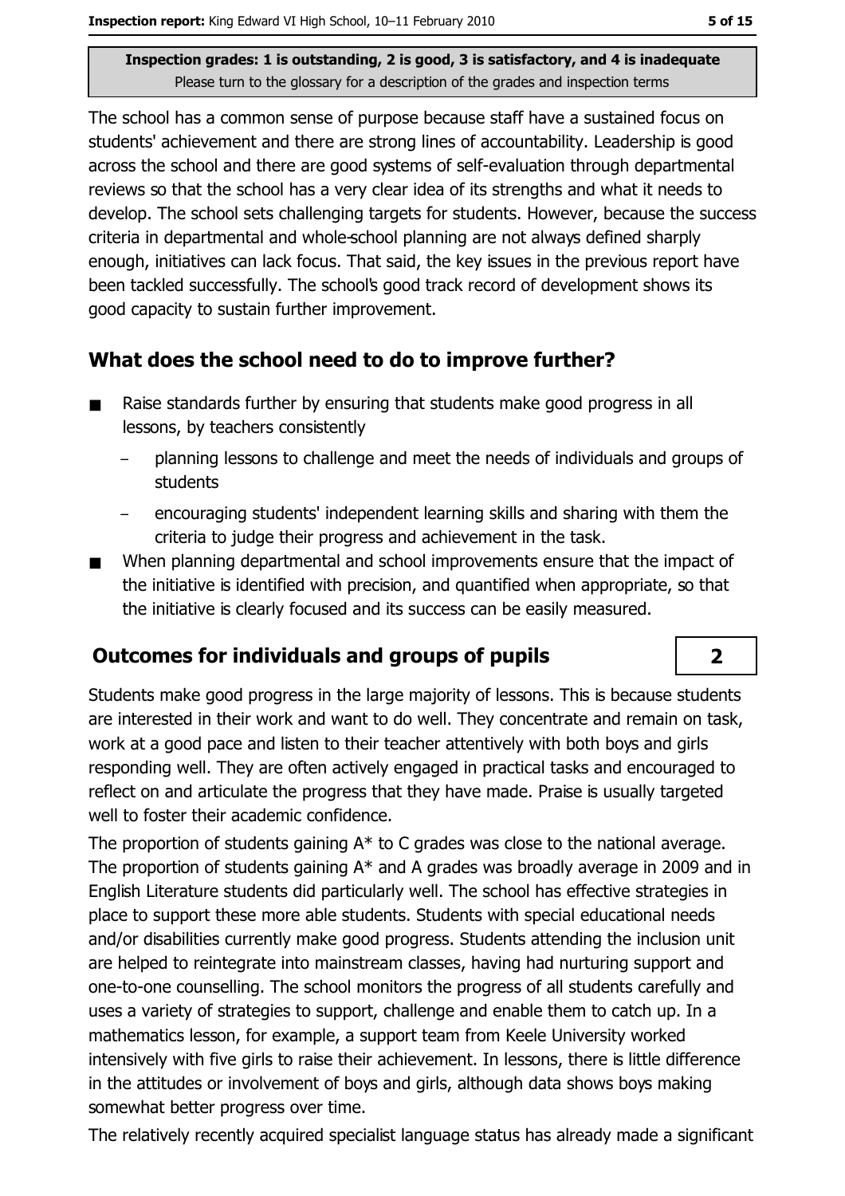The school has a common sense of purpose because staff have a sustained focus on students' achievement and there are strong lines of accountability. Leadership is good across the school and there are good systems of self-evaluation through departmental reviews so that the school has a very clear idea of its strengths and what it needs to develop. The school sets challenging targets for students. However, because the success criteria in departmental and whole-school planning are not always defined sharply enough, initiatives can lack focus. That said, the key issues in the previous report have been tackled successfully. The school's good track record of development shows its good capacity to sustain further improvement.

## What does the school need to do to improve further?

- Raise standards further by ensuring that students make good progress in all lessons, by teachers consistently
  - planning lessons to challenge and meet the needs of individuals and groups of students
  - encouraging students' independent learning skills and sharing with them the criteria to judge their progress and achievement in the task.
- When planning departmental and school improvements ensure that the impact of the initiative is identified with precision, and quantified when appropriate, so that the initiative is clearly focused and its success can be easily measured.

## Outcomes for individuals and groups of pupils — 2

Students make good progress in the large majority of lessons. This is because students are interested in their work and want to do well. They concentrate and remain on task, work at a good pace and listen to their teacher attentively with both boys and girls responding well. They are often actively engaged in practical tasks and encouraged to reflect on and articulate the progress that they have made. Praise is usually targeted well to foster their academic confidence.

The proportion of students gaining A* to C grades was close to the national average. The proportion of students gaining A* and A grades was broadly average in 2009 and in English Literature students did particularly well. The school has effective strategies in place to support these more able students. Students with special educational needs and/or disabilities currently make good progress. Students attending the inclusion unit are helped to reintegrate into mainstream classes, having had nurturing support and one-to-one counselling. The school monitors the progress of all students carefully and uses a variety of strategies to support, challenge and enable them to catch up. In a mathematics lesson, for example, a support team from Keele University worked intensively with five girls to raise their achievement. In lessons, there is little difference in the attitudes or involvement of boys and girls, although data shows boys making somewhat better progress over time.

The relatively recently acquired specialist language status has already made a significant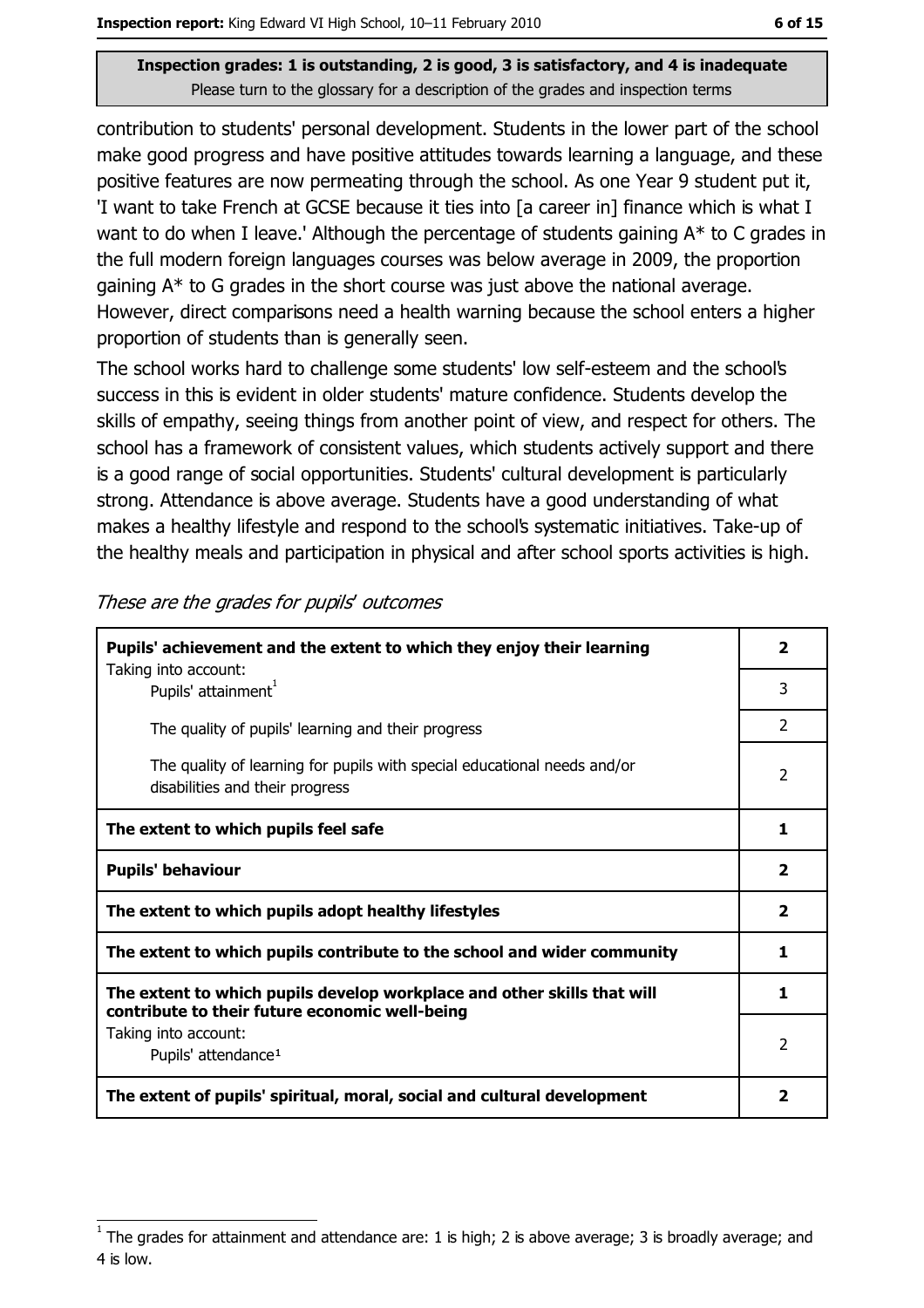**Inspection grades: 1 is outstanding, 2 is good, 3 is satisfactory, and 4 is inadequate**
Please turn to the glossary for a description of the grades and inspection terms

contribution to students' personal development. Students in the lower part of the school make good progress and have positive attitudes towards learning a language, and these positive features are now permeating through the school. As one Year 9 student put it, 'I want to take French at GCSE because it ties into [a career in] finance which is what I want to do when I leave.' Although the percentage of students gaining A* to C grades in the full modern foreign languages courses was below average in 2009, the proportion gaining A* to G grades in the short course was just above the national average. However, direct comparisons need a health warning because the school enters a higher proportion of students than is generally seen.

The school works hard to challenge some students' low self-esteem and the school's success in this is evident in older students' mature confidence. Students develop the skills of empathy, seeing things from another point of view, and respect for others. The school has a framework of consistent values, which students actively support and there is a good range of social opportunities. Students' cultural development is particularly strong. Attendance is above average. Students have a good understanding of what makes a healthy lifestyle and respond to the school's systematic initiatives. Take-up of the healthy meals and participation in physical and after school sports activities is high.

*These are the grades for pupils' outcomes*

| | |
|---|---|
| **Pupils' achievement and the extent to which they enjoy their learning** | **2** |
| Taking into account: Pupils' attainment[1] | 3 |
| The quality of pupils' learning and their progress | 2 |
| The quality of learning for pupils with special educational needs and/or disabilities and their progress | 2 |
| **The extent to which pupils feel safe** | **1** |
| **Pupils' behaviour** | **2** |
| **The extent to which pupils adopt healthy lifestyles** | **2** |
| **The extent to which pupils contribute to the school and wider community** | **1** |
| **The extent to which pupils develop workplace and other skills that will contribute to their future economic well-being** | **1** |
| Taking into account: Pupils' attendance[1] | 2 |
| **The extent of pupils' spiritual, moral, social and cultural development** | **2** |

[1] The grades for attainment and attendance are: 1 is high; 2 is above average; 3 is broadly average; and 4 is low.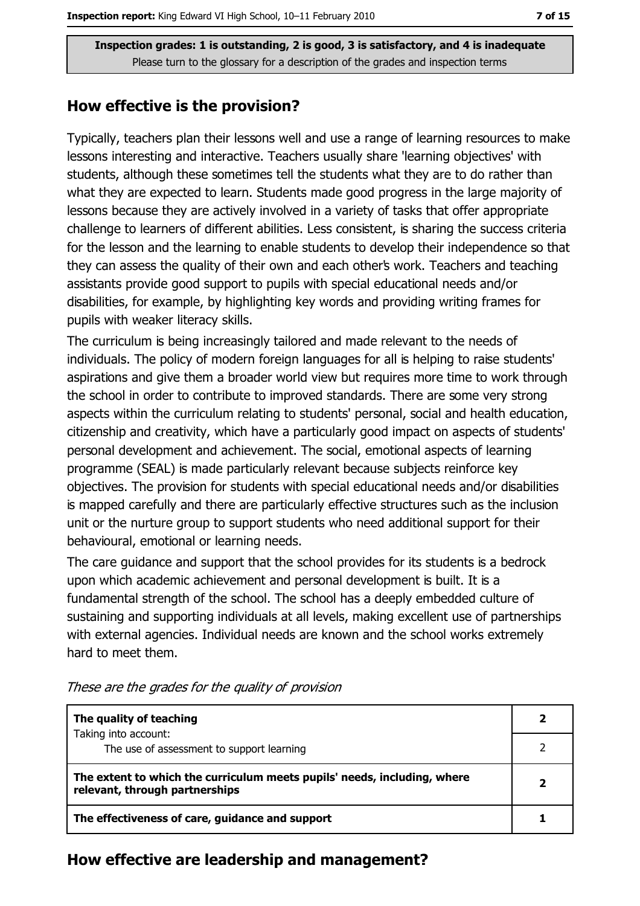Inspection grades: 1 is outstanding, 2 is good, 3 is satisfactory, and 4 is inadequate
Please turn to the glossary for a description of the grades and inspection terms

## How effective is the provision?

Typically, teachers plan their lessons well and use a range of learning resources to make lessons interesting and interactive. Teachers usually share 'learning objectives' with students, although these sometimes tell the students what they are to do rather than what they are expected to learn. Students made good progress in the large majority of lessons because they are actively involved in a variety of tasks that offer appropriate challenge to learners of different abilities. Less consistent, is sharing the success criteria for the lesson and the learning to enable students to develop their independence so that they can assess the quality of their own and each other's work. Teachers and teaching assistants provide good support to pupils with special educational needs and/or disabilities, for example, by highlighting key words and providing writing frames for pupils with weaker literacy skills.

The curriculum is being increasingly tailored and made relevant to the needs of individuals. The policy of modern foreign languages for all is helping to raise students' aspirations and give them a broader world view but requires more time to work through the school in order to contribute to improved standards. There are some very strong aspects within the curriculum relating to students' personal, social and health education, citizenship and creativity, which have a particularly good impact on aspects of students' personal development and achievement. The social, emotional aspects of learning programme (SEAL) is made particularly relevant because subjects reinforce key objectives. The provision for students with special educational needs and/or disabilities is mapped carefully and there are particularly effective structures such as the inclusion unit or the nurture group to support students who need additional support for their behavioural, emotional or learning needs.

The care guidance and support that the school provides for its students is a bedrock upon which academic achievement and personal development is built. It is a fundamental strength of the school. The school has a deeply embedded culture of sustaining and supporting individuals at all levels, making excellent use of partnerships with external agencies. Individual needs are known and the school works extremely hard to meet them.

*These are the grades for the quality of provision*

| | |
|---|---|
| **The quality of teaching** | **2** |
| Taking into account: The use of assessment to support learning | 2 |
| **The extent to which the curriculum meets pupils' needs, including, where relevant, through partnerships** | **2** |
| **The effectiveness of care, guidance and support** | **1** |

## How effective are leadership and management?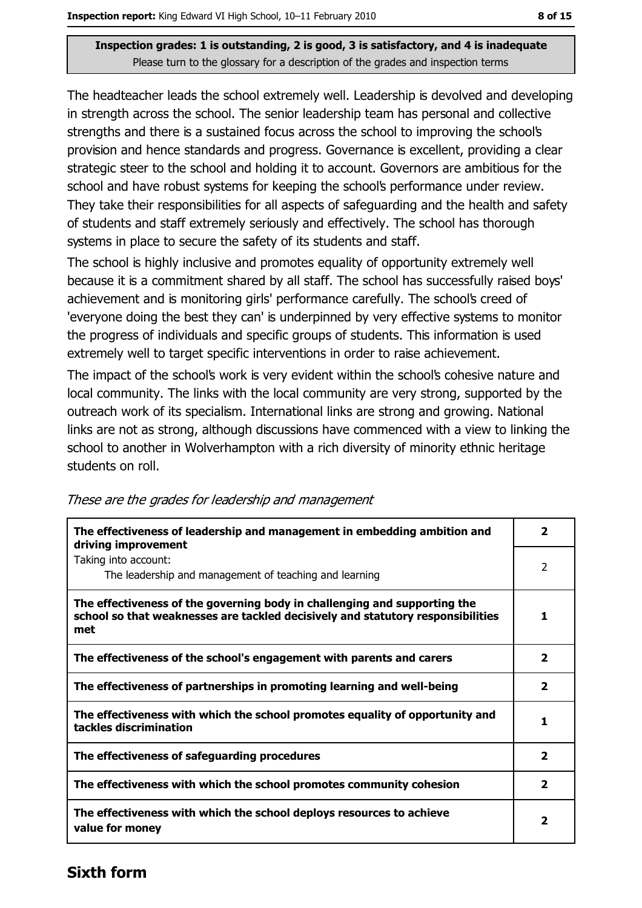**Inspection grades: 1 is outstanding, 2 is good, 3 is satisfactory, and 4 is inadequate**
Please turn to the glossary for a description of the grades and inspection terms

The headteacher leads the school extremely well. Leadership is devolved and developing in strength across the school. The senior leadership team has personal and collective strengths and there is a sustained focus across the school to improving the school's provision and hence standards and progress. Governance is excellent, providing a clear strategic steer to the school and holding it to account. Governors are ambitious for the school and have robust systems for keeping the school's performance under review. They take their responsibilities for all aspects of safeguarding and the health and safety of students and staff extremely seriously and effectively. The school has thorough systems in place to secure the safety of its students and staff.

The school is highly inclusive and promotes equality of opportunity extremely well because it is a commitment shared by all staff. The school has successfully raised boys' achievement and is monitoring girls' performance carefully. The school's creed of 'everyone doing the best they can' is underpinned by very effective systems to monitor the progress of individuals and specific groups of students. This information is used extremely well to target specific interventions in order to raise achievement.

The impact of the school's work is very evident within the school's cohesive nature and local community. The links with the local community are very strong, supported by the outreach work of its specialism. International links are strong and growing. National links are not as strong, although discussions have commenced with a view to linking the school to another in Wolverhampton with a rich diversity of minority ethnic heritage students on roll.

*These are the grades for leadership and management*

| | |
|---|---|
| **The effectiveness of leadership and management in embedding ambition and driving improvement** | **2** |
| Taking into account: The leadership and management of teaching and learning | 2 |
| **The effectiveness of the governing body in challenging and supporting the school so that weaknesses are tackled decisively and statutory responsibilities met** | **1** |
| **The effectiveness of the school's engagement with parents and carers** | **2** |
| **The effectiveness of partnerships in promoting learning and well-being** | **2** |
| **The effectiveness with which the school promotes equality of opportunity and tackles discrimination** | **1** |
| **The effectiveness of safeguarding procedures** | **2** |
| **The effectiveness with which the school promotes community cohesion** | **2** |
| **The effectiveness with which the school deploys resources to achieve value for money** | **2** |

## Sixth form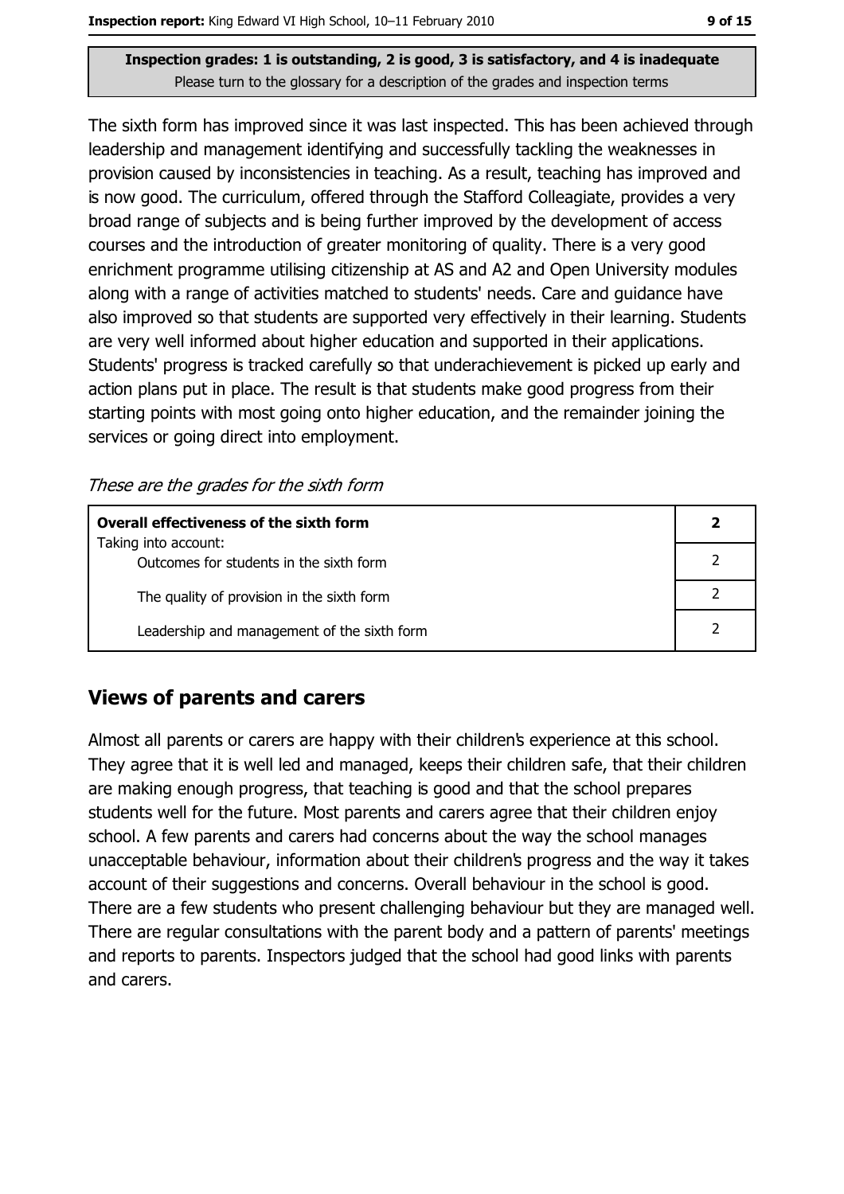**Inspection grades: 1 is outstanding, 2 is good, 3 is satisfactory, and 4 is inadequate**
Please turn to the glossary for a description of the grades and inspection terms

The sixth form has improved since it was last inspected. This has been achieved through leadership and management identifying and successfully tackling the weaknesses in provision caused by inconsistencies in teaching. As a result, teaching has improved and is now good. The curriculum, offered through the Stafford Colleagiate, provides a very broad range of subjects and is being further improved by the development of access courses and the introduction of greater monitoring of quality. There is a very good enrichment programme utilising citizenship at AS and A2 and Open University modules along with a range of activities matched to students' needs. Care and guidance have also improved so that students are supported very effectively in their learning. Students are very well informed about higher education and supported in their applications. Students' progress is tracked carefully so that underachievement is picked up early and action plans put in place. The result is that students make good progress from their starting points with most going onto higher education, and the remainder joining the services or going direct into employment.

*These are the grades for the sixth form*

| **Overall effectiveness of the sixth form** | **2** |
|---|---|
| Taking into account: Outcomes for students in the sixth form | 2 |
| The quality of provision in the sixth form | 2 |
| Leadership and management of the sixth form | 2 |

## Views of parents and carers

Almost all parents or carers are happy with their children's experience at this school. They agree that it is well led and managed, keeps their children safe, that their children are making enough progress, that teaching is good and that the school prepares students well for the future. Most parents and carers agree that their children enjoy school. A few parents and carers had concerns about the way the school manages unacceptable behaviour, information about their children's progress and the way it takes account of their suggestions and concerns. Overall behaviour in the school is good. There are a few students who present challenging behaviour but they are managed well. There are regular consultations with the parent body and a pattern of parents' meetings and reports to parents. Inspectors judged that the school had good links with parents and carers.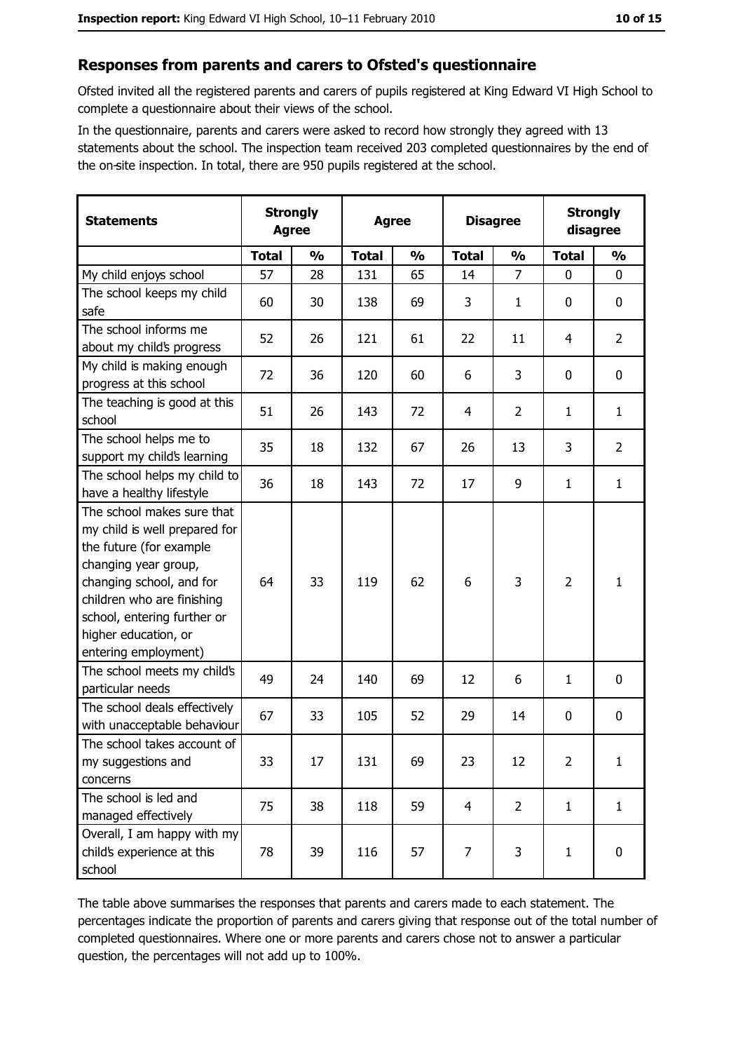## Responses from parents and carers to Ofsted's questionnaire

Ofsted invited all the registered parents and carers of pupils registered at King Edward VI High School to complete a questionnaire about their views of the school.

In the questionnaire, parents and carers were asked to record how strongly they agreed with 13 statements about the school. The inspection team received 203 completed questionnaires by the end of the on-site inspection. In total, there are 950 pupils registered at the school.

| Statements | Strongly Agree | | Agree | | Disagree | | Strongly disagree | |
|---|---|---|---|---|---|---|---|---|
| | Total | % | Total | % | Total | % | Total | % |
| My child enjoys school | 57 | 28 | 131 | 65 | 14 | 7 | 0 | 0 |
| The school keeps my child safe | 60 | 30 | 138 | 69 | 3 | 1 | 0 | 0 |
| The school informs me about my child's progress | 52 | 26 | 121 | 61 | 22 | 11 | 4 | 2 |
| My child is making enough progress at this school | 72 | 36 | 120 | 60 | 6 | 3 | 0 | 0 |
| The teaching is good at this school | 51 | 26 | 143 | 72 | 4 | 2 | 1 | 1 |
| The school helps me to support my child's learning | 35 | 18 | 132 | 67 | 26 | 13 | 3 | 2 |
| The school helps my child to have a healthy lifestyle | 36 | 18 | 143 | 72 | 17 | 9 | 1 | 1 |
| The school makes sure that my child is well prepared for the future (for example changing year group, changing school, and for children who are finishing school, entering further or higher education, or entering employment) | 64 | 33 | 119 | 62 | 6 | 3 | 2 | 1 |
| The school meets my child's particular needs | 49 | 24 | 140 | 69 | 12 | 6 | 1 | 0 |
| The school deals effectively with unacceptable behaviour | 67 | 33 | 105 | 52 | 29 | 14 | 0 | 0 |
| The school takes account of my suggestions and concerns | 33 | 17 | 131 | 69 | 23 | 12 | 2 | 1 |
| The school is led and managed effectively | 75 | 38 | 118 | 59 | 4 | 2 | 1 | 1 |
| Overall, I am happy with my child's experience at this school | 78 | 39 | 116 | 57 | 7 | 3 | 1 | 0 |

The table above summarises the responses that parents and carers made to each statement. The percentages indicate the proportion of parents and carers giving that response out of the total number of completed questionnaires. Where one or more parents and carers chose not to answer a particular question, the percentages will not add up to 100%.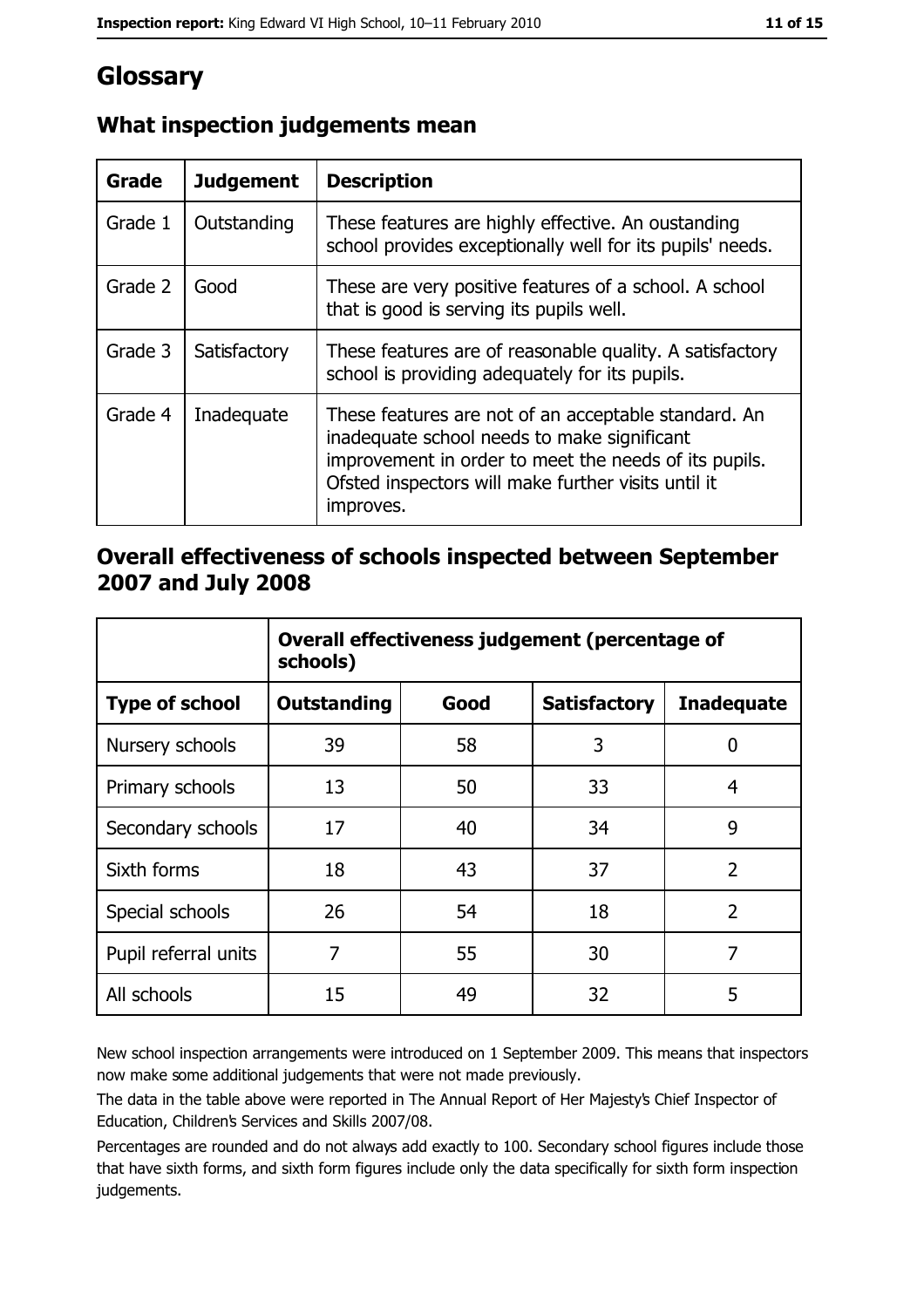# Glossary

## What inspection judgements mean

| Grade | Judgement | Description |
|---|---|---|
| Grade 1 | Outstanding | These features are highly effective. An oustanding school provides exceptionally well for its pupils' needs. |
| Grade 2 | Good | These are very positive features of a school. A school that is good is serving its pupils well. |
| Grade 3 | Satisfactory | These features are of reasonable quality. A satisfactory school is providing adequately for its pupils. |
| Grade 4 | Inadequate | These features are not of an acceptable standard. An inadequate school needs to make significant improvement in order to meet the needs of its pupils. Ofsted inspectors will make further visits until it improves. |

## Overall effectiveness of schools inspected between September 2007 and July 2008

| | **Overall effectiveness judgement (percentage of schools)** | | | |
|---|---|---|---|---|
| **Type of school** | **Outstanding** | **Good** | **Satisfactory** | **Inadequate** |
| Nursery schools | 39 | 58 | 3 | 0 |
| Primary schools | 13 | 50 | 33 | 4 |
| Secondary schools | 17 | 40 | 34 | 9 |
| Sixth forms | 18 | 43 | 37 | 2 |
| Special schools | 26 | 54 | 18 | 2 |
| Pupil referral units | 7 | 55 | 30 | 7 |
| All schools | 15 | 49 | 32 | 5 |

New school inspection arrangements were introduced on 1 September 2009. This means that inspectors now make some additional judgements that were not made previously.

The data in the table above were reported in The Annual Report of Her Majesty's Chief Inspector of Education, Children's Services and Skills 2007/08.

Percentages are rounded and do not always add exactly to 100. Secondary school figures include those that have sixth forms, and sixth form figures include only the data specifically for sixth form inspection judgements.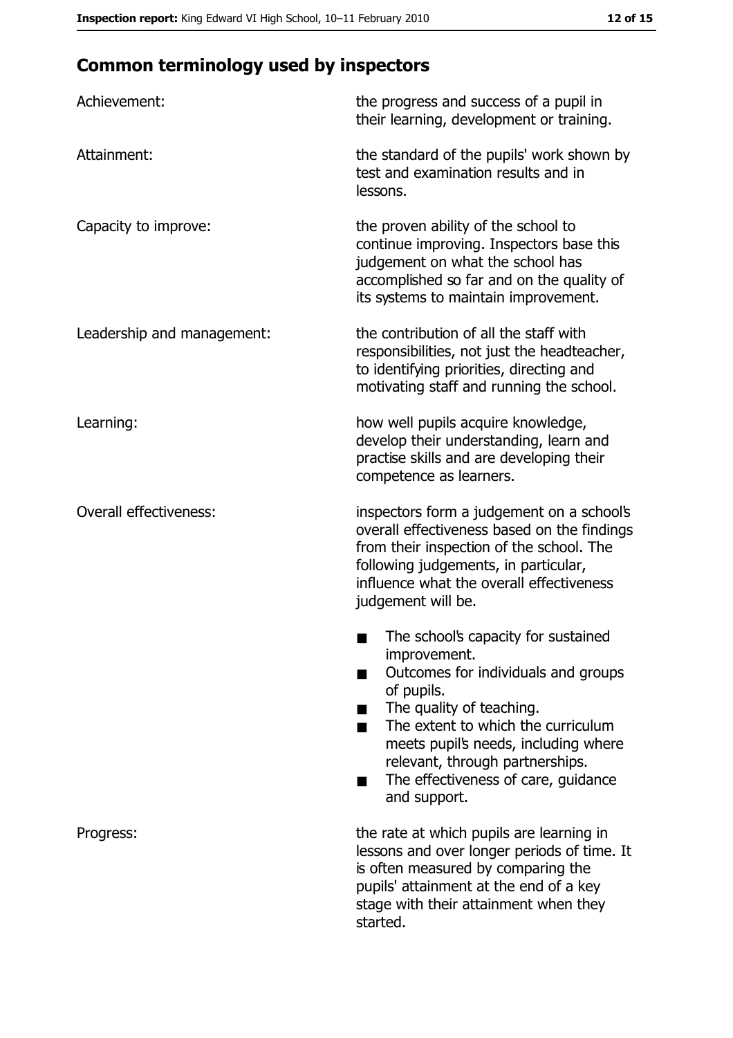## Common terminology used by inspectors

| | |
|---|---|
| Achievement: | the progress and success of a pupil in their learning, development or training. |
| Attainment: | the standard of the pupils' work shown by test and examination results and in lessons. |
| Capacity to improve: | the proven ability of the school to continue improving. Inspectors base this judgement on what the school has accomplished so far and on the quality of its systems to maintain improvement. |
| Leadership and management: | the contribution of all the staff with responsibilities, not just the headteacher, to identifying priorities, directing and motivating staff and running the school. |
| Learning: | how well pupils acquire knowledge, develop their understanding, learn and practise skills and are developing their competence as learners. |
| Overall effectiveness: | inspectors form a judgement on a school's overall effectiveness based on the findings from their inspection of the school. The following judgements, in particular, influence what the overall effectiveness judgement will be.<br>■ The school's capacity for sustained improvement.<br>■ Outcomes for individuals and groups of pupils.<br>■ The quality of teaching.<br>■ The extent to which the curriculum meets pupil's needs, including where relevant, through partnerships.<br>■ The effectiveness of care, guidance and support. |
| Progress: | the rate at which pupils are learning in lessons and over longer periods of time. It is often measured by comparing the pupils' attainment at the end of a key stage with their attainment when they started. |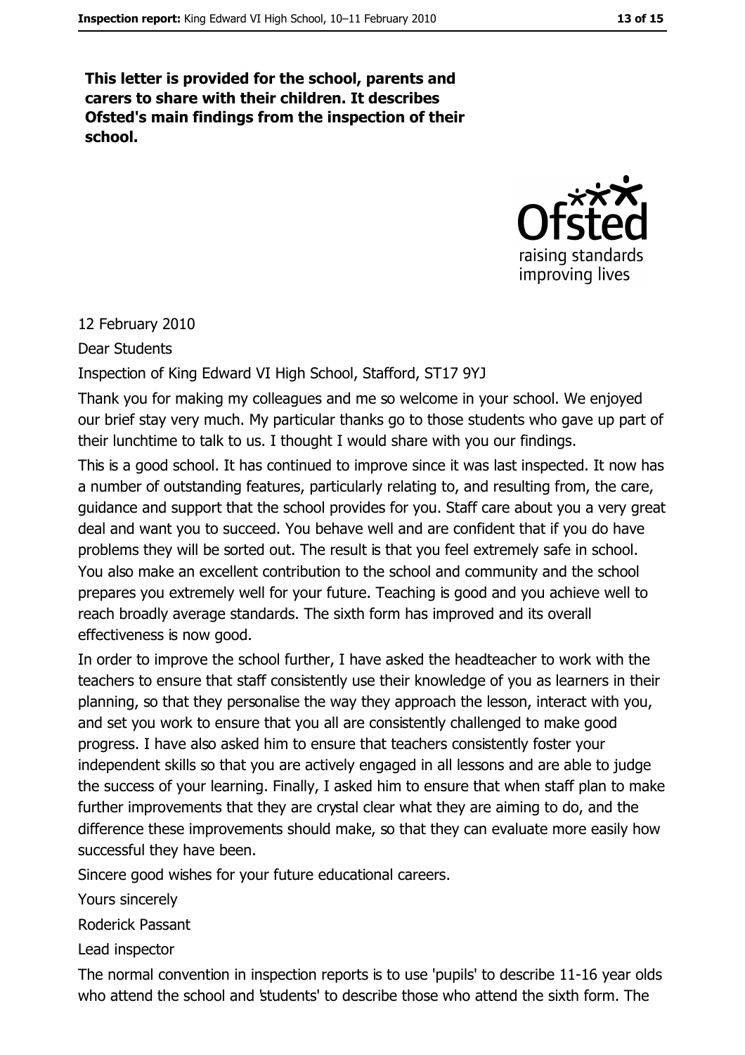**This letter is provided for the school, parents and carers to share with their children. It describes Ofsted's main findings from the inspection of their school.**

12 February 2010

Dear Students

Inspection of King Edward VI High School, Stafford, ST17 9YJ

Thank you for making my colleagues and me so welcome in your school. We enjoyed our brief stay very much. My particular thanks go to those students who gave up part of their lunchtime to talk to us. I thought I would share with you our findings.

This is a good school. It has continued to improve since it was last inspected. It now has a number of outstanding features, particularly relating to, and resulting from, the care, guidance and support that the school provides for you. Staff care about you a very great deal and want you to succeed. You behave well and are confident that if you do have problems they will be sorted out. The result is that you feel extremely safe in school. You also make an excellent contribution to the school and community and the school prepares you extremely well for your future. Teaching is good and you achieve well to reach broadly average standards. The sixth form has improved and its overall effectiveness is now good.

In order to improve the school further, I have asked the headteacher to work with the teachers to ensure that staff consistently use their knowledge of you as learners in their planning, so that they personalise the way they approach the lesson, interact with you, and set you work to ensure that you all are consistently challenged to make good progress. I have also asked him to ensure that teachers consistently foster your independent skills so that you are actively engaged in all lessons and are able to judge the success of your learning. Finally, I asked him to ensure that when staff plan to make further improvements that they are crystal clear what they are aiming to do, and the difference these improvements should make, so that they can evaluate more easily how successful they have been.

Sincere good wishes for your future educational careers.

Yours sincerely

Roderick Passant

Lead inspector

The normal convention in inspection reports is to use 'pupils' to describe 11-16 year olds who attend the school and 'students' to describe those who attend the sixth form. The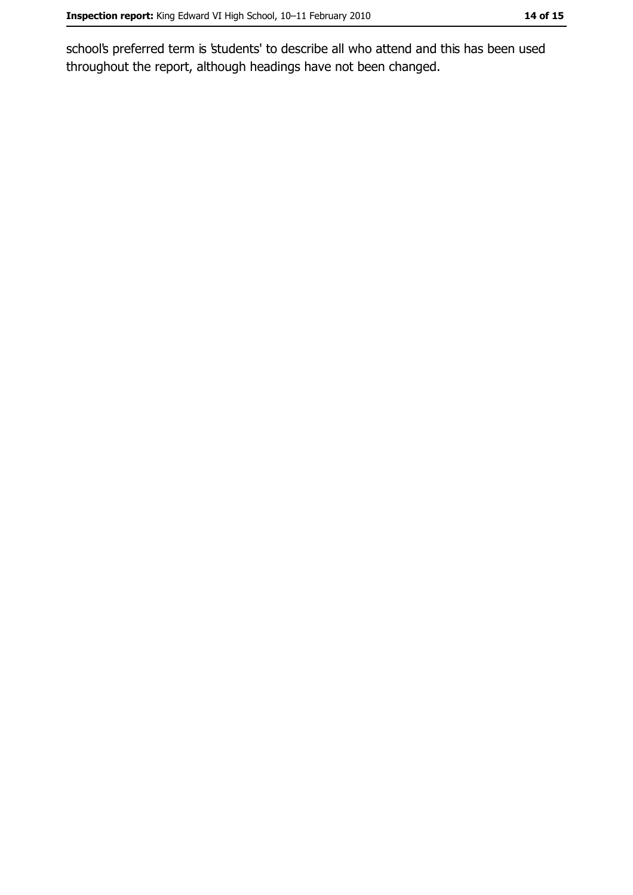school's preferred term is 'students' to describe all who attend and this has been used throughout the report, although headings have not been changed.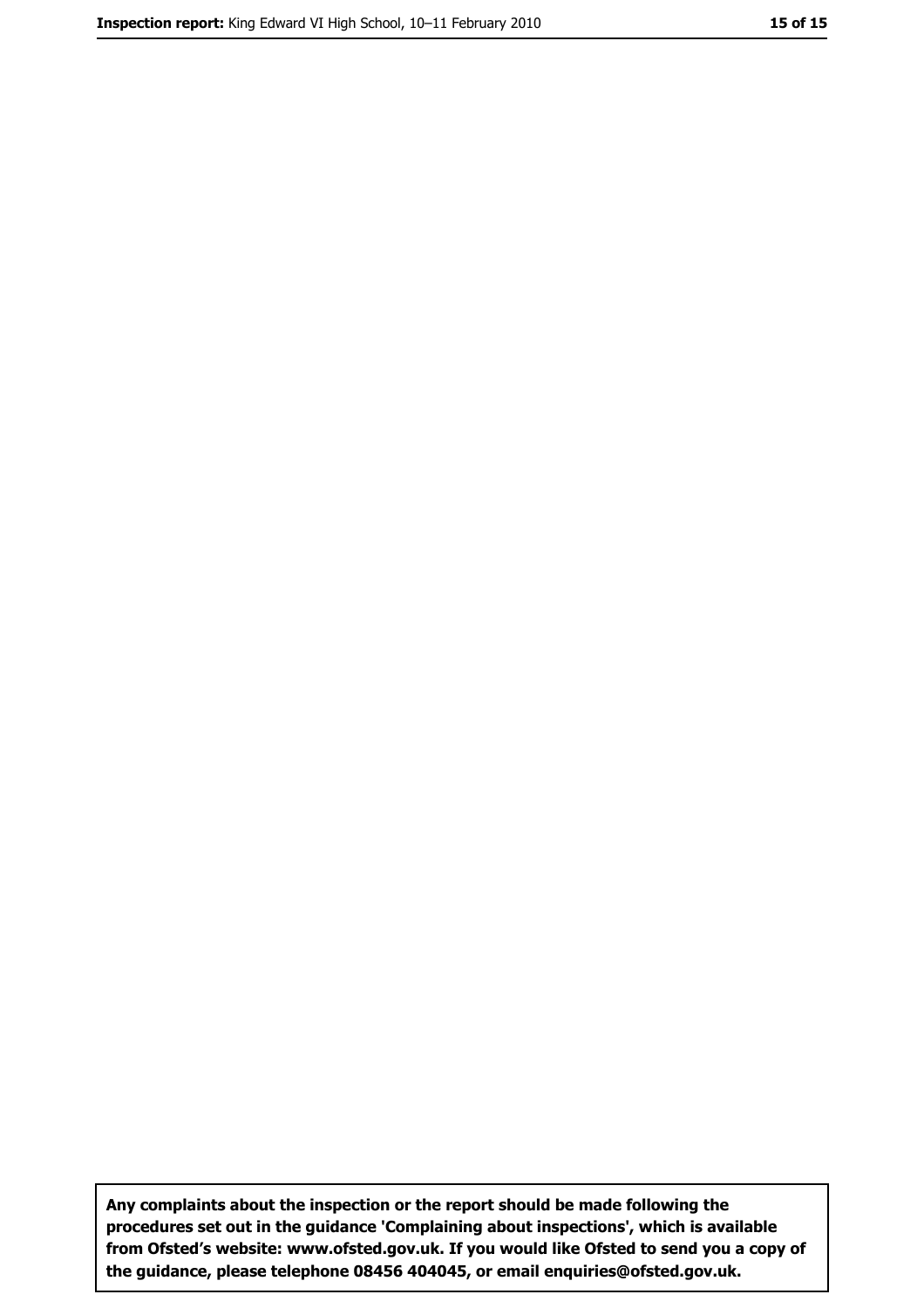**Any complaints about the inspection or the report should be made following the procedures set out in the guidance 'Complaining about inspections', which is available from Ofsted's website: www.ofsted.gov.uk. If you would like Ofsted to send you a copy of the guidance, please telephone 08456 404045, or email enquiries@ofsted.gov.uk.**